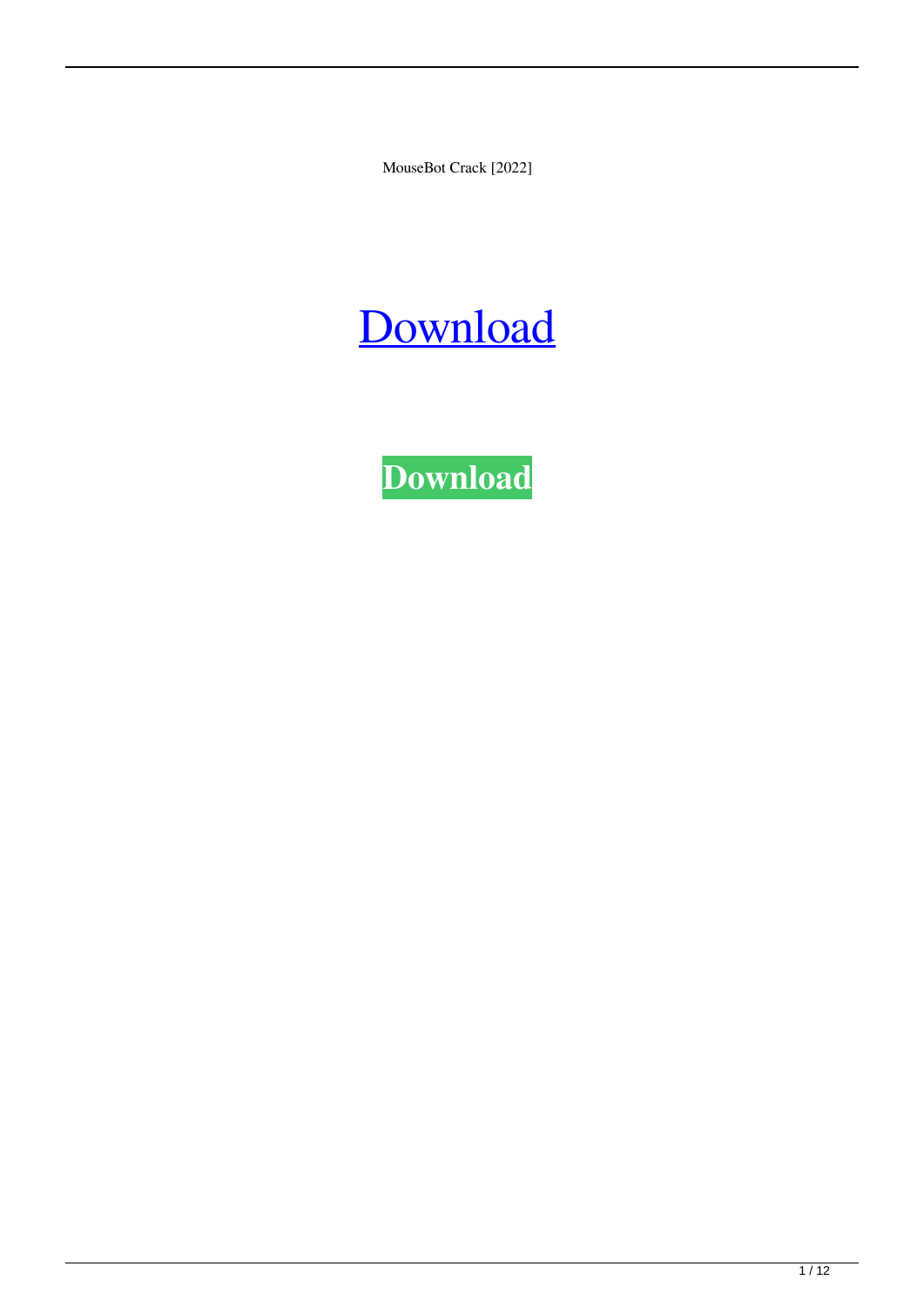MouseBot Crack [2022]

# Download

**Download**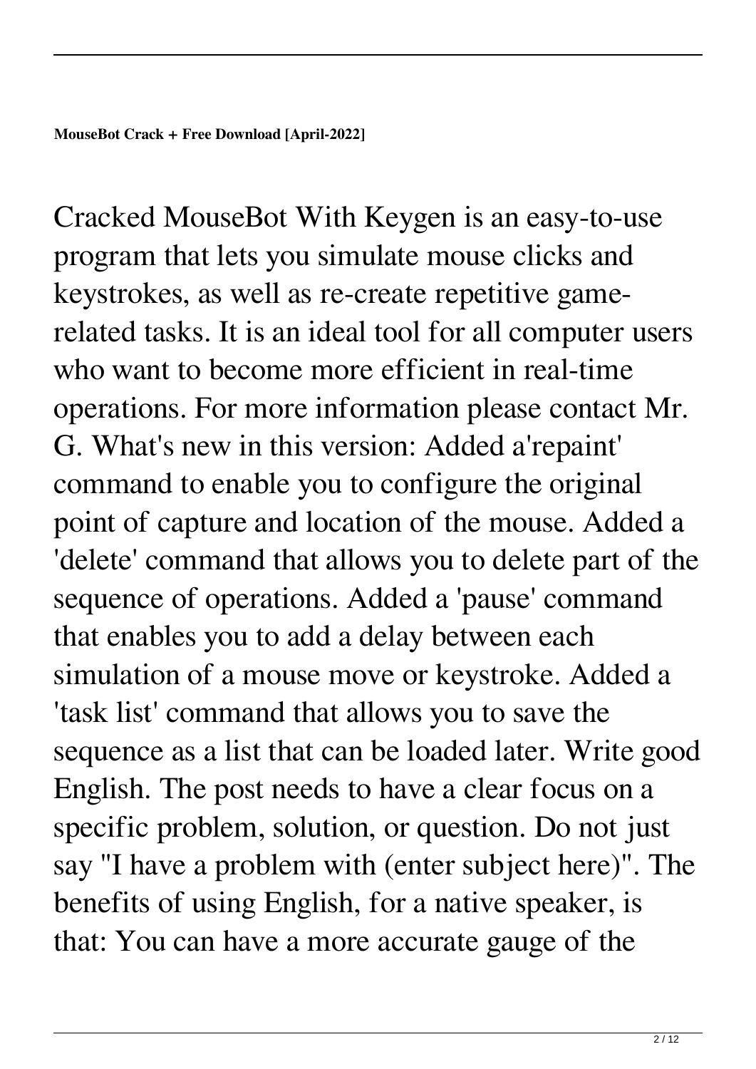**MouseBot Crack + Free Download [April-2022]**

Cracked MouseBot With Keygen is an easy-to-use program that lets you simulate mouse clicks and keystrokes, as well as re-create repetitive game-related tasks. It is an ideal tool for all computer users who want to become more efficient in real-time operations. For more information please contact Mr. G. What's new in this version: Added a'repaint' command to enable you to configure the original point of capture and location of the mouse. Added a 'delete' command that allows you to delete part of the sequence of operations. Added a 'pause' command that enables you to add a delay between each simulation of a mouse move or keystroke. Added a 'task list' command that allows you to save the sequence as a list that can be loaded later. Write good English. The post needs to have a clear focus on a specific problem, solution, or question. Do not just say "I have a problem with (enter subject here)". The benefits of using English, for a native speaker, is that: You can have a more accurate gauge of the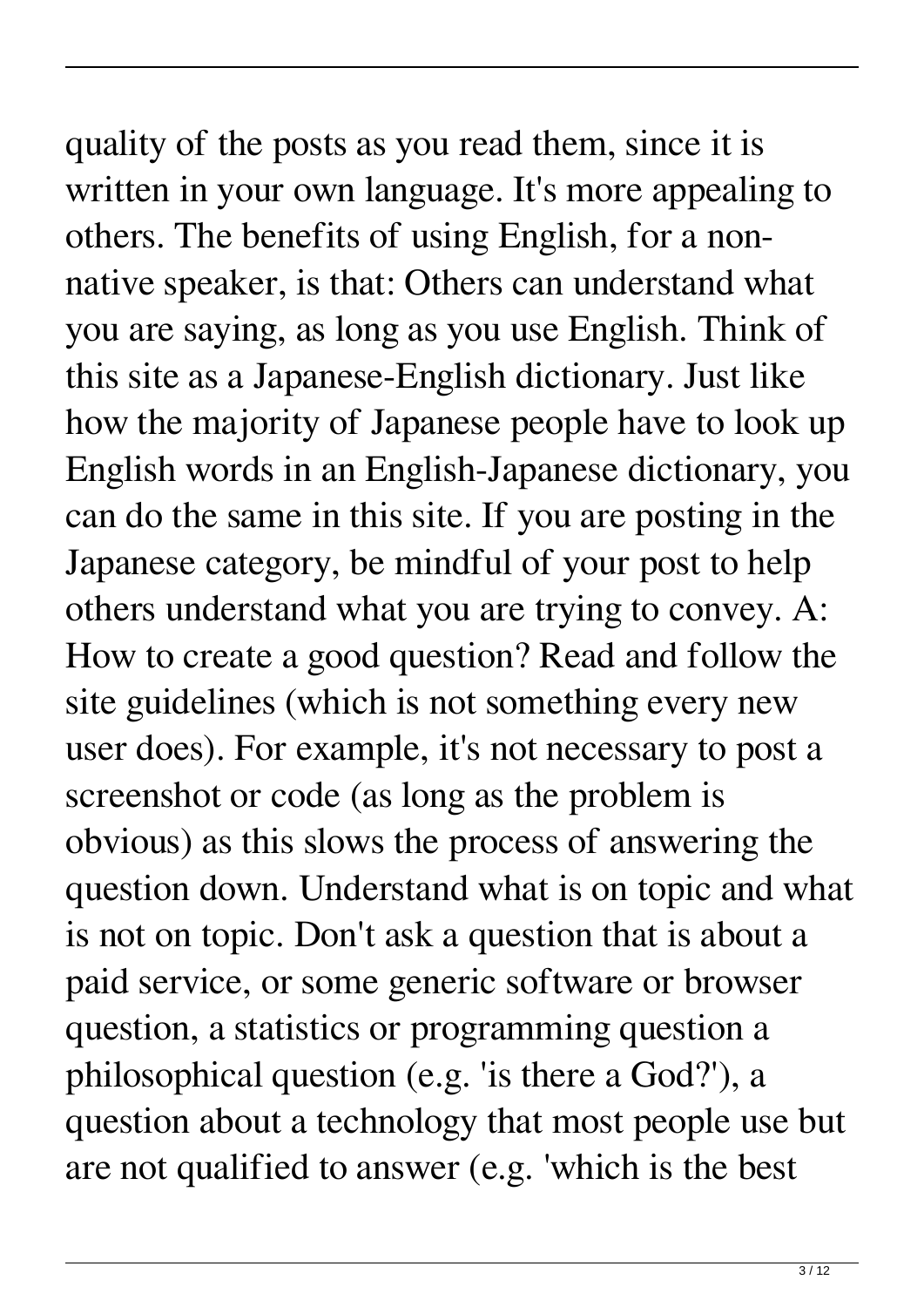quality of the posts as you read them, since it is written in your own language. It's more appealing to others. The benefits of using English, for a non-native speaker, is that: Others can understand what you are saying, as long as you use English. Think of this site as a Japanese-English dictionary. Just like how the majority of Japanese people have to look up English words in an English-Japanese dictionary, you can do the same in this site. If you are posting in the Japanese category, be mindful of your post to help others understand what you are trying to convey. A: How to create a good question? Read and follow the site guidelines (which is not something every new user does). For example, it's not necessary to post a screenshot or code (as long as the problem is obvious) as this slows the process of answering the question down. Understand what is on topic and what is not on topic. Don't ask a question that is about a paid service, or some generic software or browser question, a statistics or programming question a philosophical question (e.g. 'is there a God?'), a question about a technology that most people use but are not qualified to answer (e.g. 'which is the best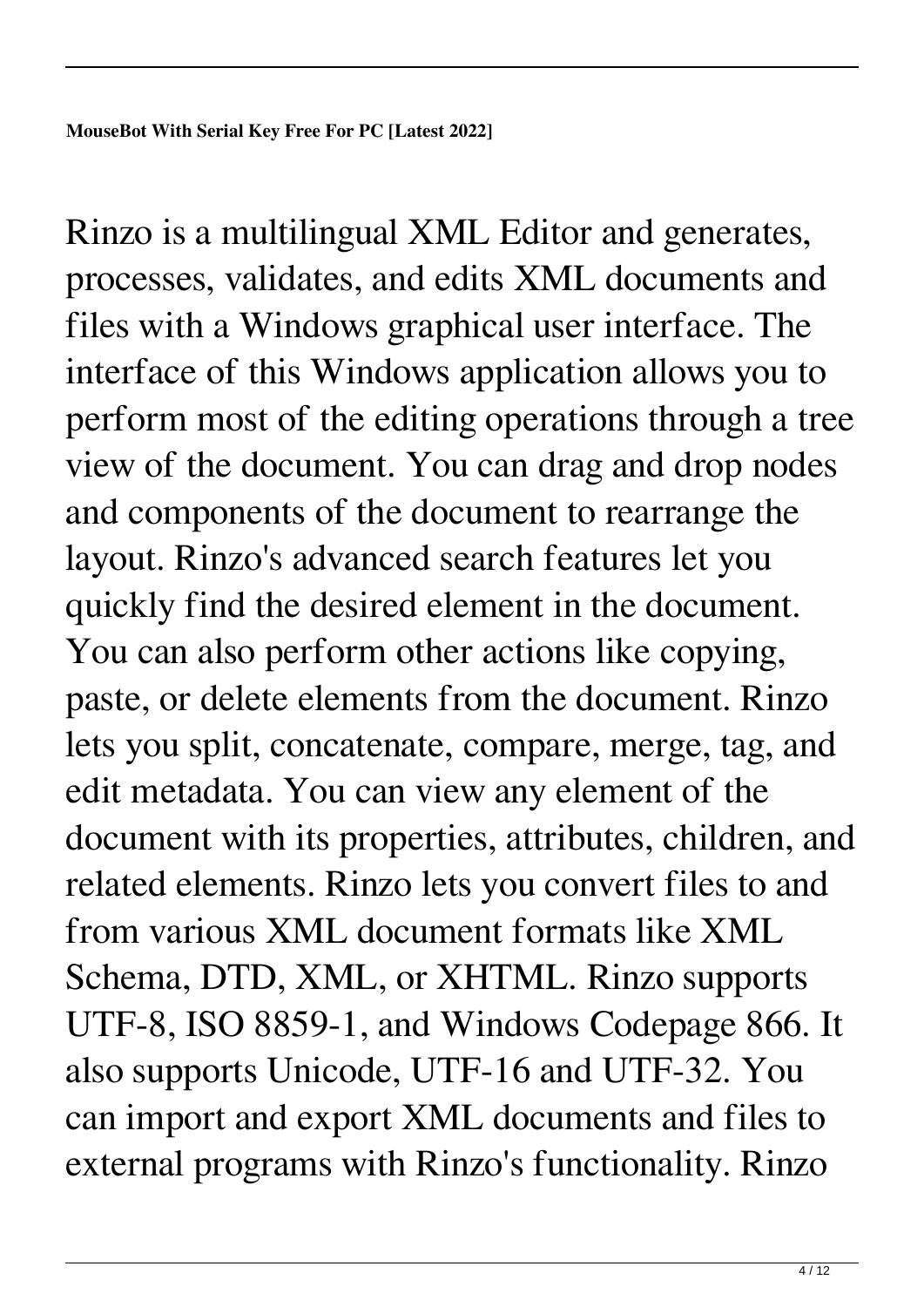**MouseBot With Serial Key Free For PC [Latest 2022]**

Rinzo is a multilingual XML Editor and generates, processes, validates, and edits XML documents and files with a Windows graphical user interface. The interface of this Windows application allows you to perform most of the editing operations through a tree view of the document. You can drag and drop nodes and components of the document to rearrange the layout. Rinzo's advanced search features let you quickly find the desired element in the document. You can also perform other actions like copying, paste, or delete elements from the document. Rinzo lets you split, concatenate, compare, merge, tag, and edit metadata. You can view any element of the document with its properties, attributes, children, and related elements. Rinzo lets you convert files to and from various XML document formats like XML Schema, DTD, XML, or XHTML. Rinzo supports UTF-8, ISO 8859-1, and Windows Codepage 866. It also supports Unicode, UTF-16 and UTF-32. You can import and export XML documents and files to external programs with Rinzo's functionality. Rinzo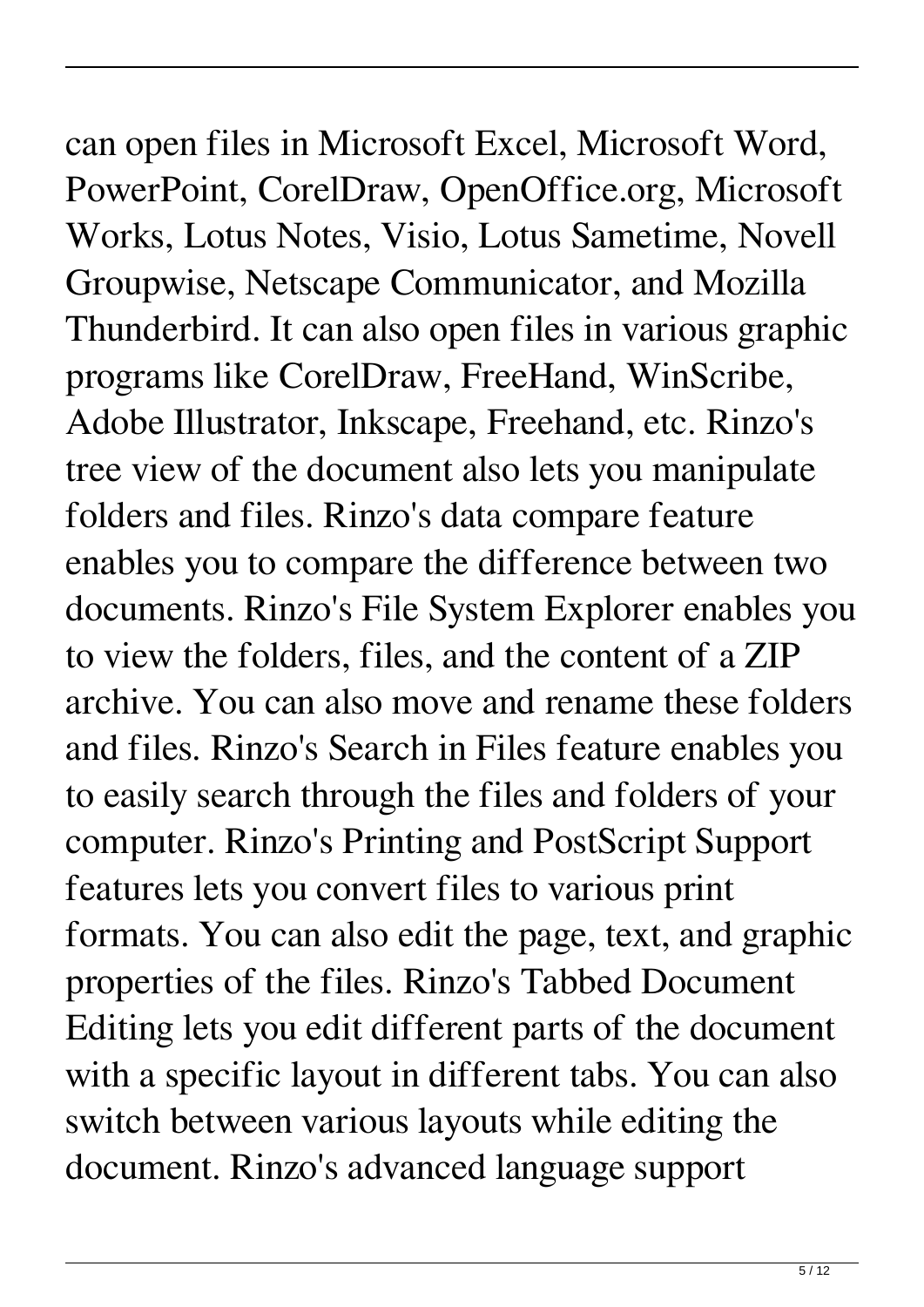can open files in Microsoft Excel, Microsoft Word, PowerPoint, CorelDraw, OpenOffice.org, Microsoft Works, Lotus Notes, Visio, Lotus Sametime, Novell Groupwise, Netscape Communicator, and Mozilla Thunderbird. It can also open files in various graphic programs like CorelDraw, FreeHand, WinScribe, Adobe Illustrator, Inkscape, Freehand, etc. Rinzo's tree view of the document also lets you manipulate folders and files. Rinzo's data compare feature enables you to compare the difference between two documents. Rinzo's File System Explorer enables you to view the folders, files, and the content of a ZIP archive. You can also move and rename these folders and files. Rinzo's Search in Files feature enables you to easily search through the files and folders of your computer. Rinzo's Printing and PostScript Support features lets you convert files to various print formats. You can also edit the page, text, and graphic properties of the files. Rinzo's Tabbed Document Editing lets you edit different parts of the document with a specific layout in different tabs. You can also switch between various layouts while editing the document. Rinzo's advanced language support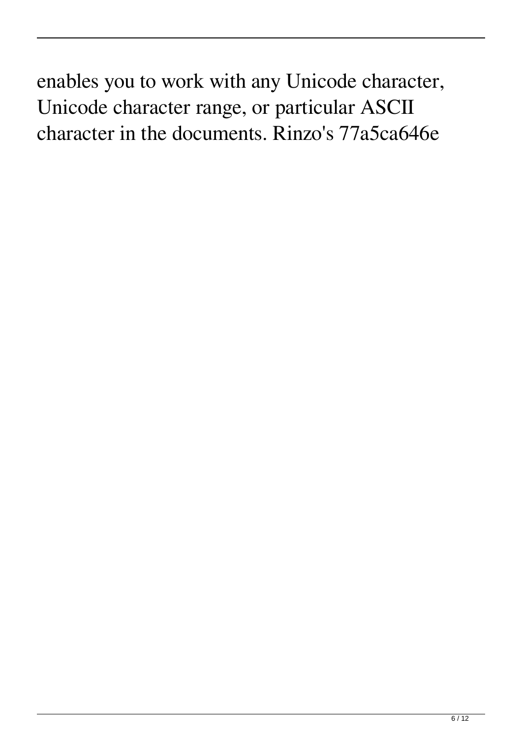enables you to work with any Unicode character, Unicode character range, or particular ASCII character in the documents. Rinzo's 77a5ca646e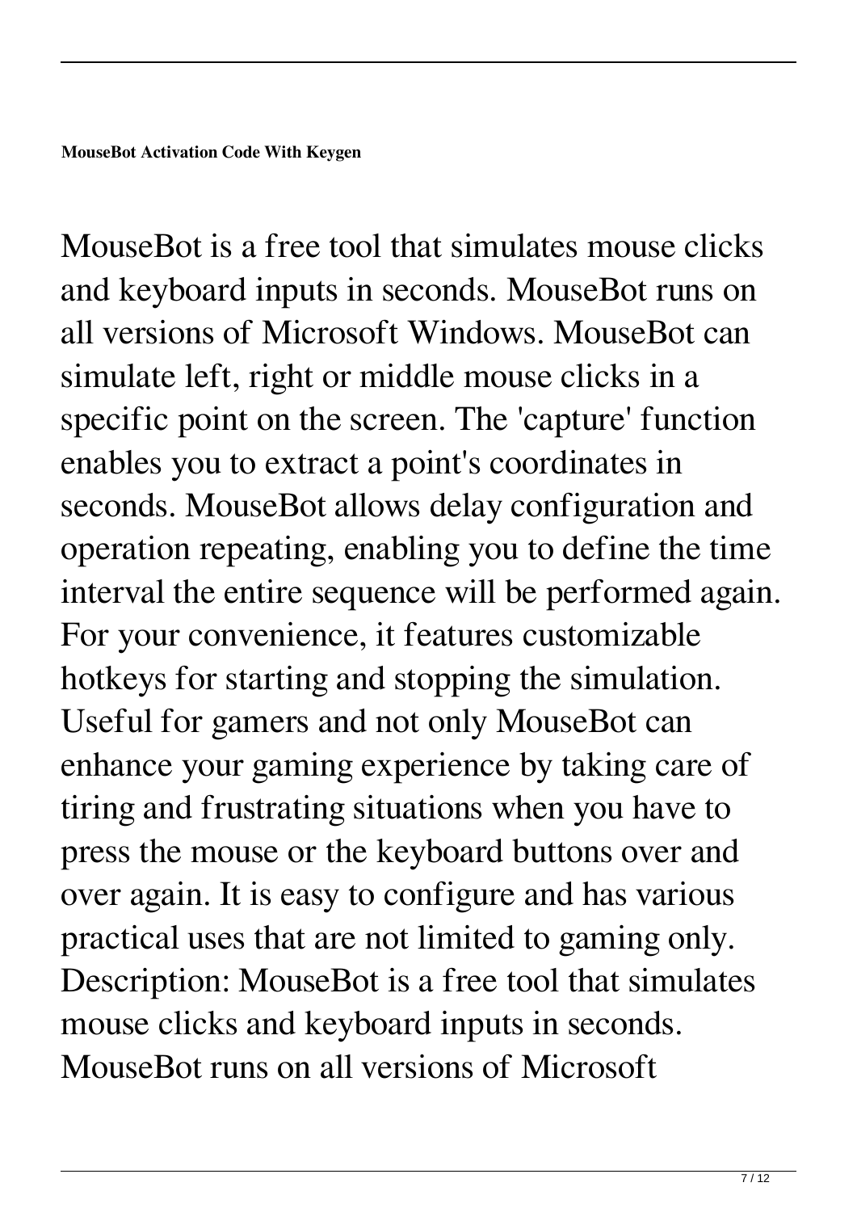**MouseBot Activation Code With Keygen**

MouseBot is a free tool that simulates mouse clicks and keyboard inputs in seconds. MouseBot runs on all versions of Microsoft Windows. MouseBot can simulate left, right or middle mouse clicks in a specific point on the screen. The 'capture' function enables you to extract a point's coordinates in seconds. MouseBot allows delay configuration and operation repeating, enabling you to define the time interval the entire sequence will be performed again. For your convenience, it features customizable hotkeys for starting and stopping the simulation. Useful for gamers and not only MouseBot can enhance your gaming experience by taking care of tiring and frustrating situations when you have to press the mouse or the keyboard buttons over and over again. It is easy to configure and has various practical uses that are not limited to gaming only. Description: MouseBot is a free tool that simulates mouse clicks and keyboard inputs in seconds. MouseBot runs on all versions of Microsoft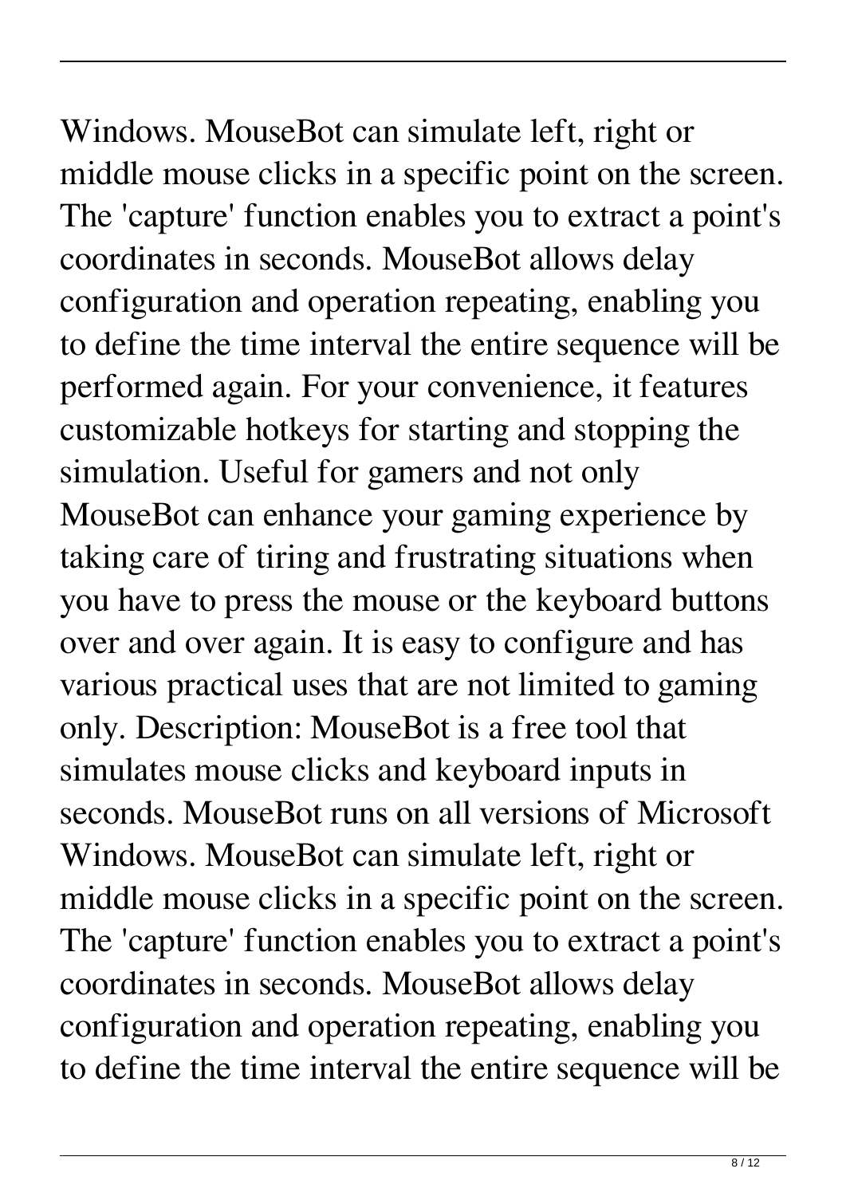Windows. MouseBot can simulate left, right or middle mouse clicks in a specific point on the screen. The 'capture' function enables you to extract a point's coordinates in seconds. MouseBot allows delay configuration and operation repeating, enabling you to define the time interval the entire sequence will be performed again. For your convenience, it features customizable hotkeys for starting and stopping the simulation. Useful for gamers and not only MouseBot can enhance your gaming experience by taking care of tiring and frustrating situations when you have to press the mouse or the keyboard buttons over and over again. It is easy to configure and has various practical uses that are not limited to gaming only. Description: MouseBot is a free tool that simulates mouse clicks and keyboard inputs in seconds. MouseBot runs on all versions of Microsoft Windows. MouseBot can simulate left, right or middle mouse clicks in a specific point on the screen. The 'capture' function enables you to extract a point's coordinates in seconds. MouseBot allows delay configuration and operation repeating, enabling you to define the time interval the entire sequence will be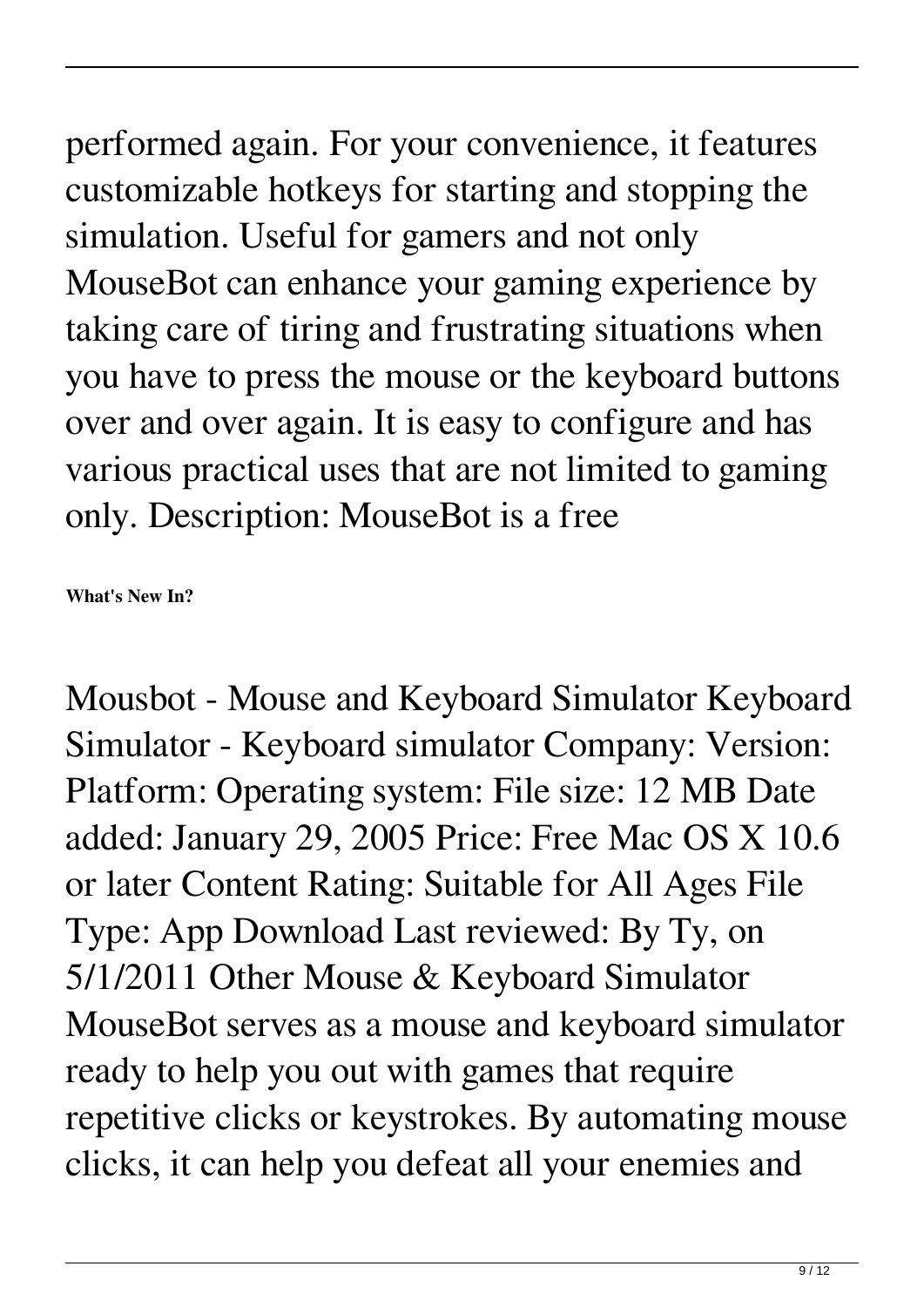performed again. For your convenience, it features customizable hotkeys for starting and stopping the simulation. Useful for gamers and not only MouseBot can enhance your gaming experience by taking care of tiring and frustrating situations when you have to press the mouse or the keyboard buttons over and over again. It is easy to configure and has various practical uses that are not limited to gaming only. Description: MouseBot is a free

**What's New In?**

Mousbot - Mouse and Keyboard Simulator Keyboard Simulator - Keyboard simulator Company: Version: Platform: Operating system: File size: 12 MB Date added: January 29, 2005 Price: Free Mac OS X 10.6 or later Content Rating: Suitable for All Ages File Type: App Download Last reviewed: By Ty, on 5/1/2011 Other Mouse & Keyboard Simulator MouseBot serves as a mouse and keyboard simulator ready to help you out with games that require repetitive clicks or keystrokes. By automating mouse clicks, it can help you defeat all your enemies and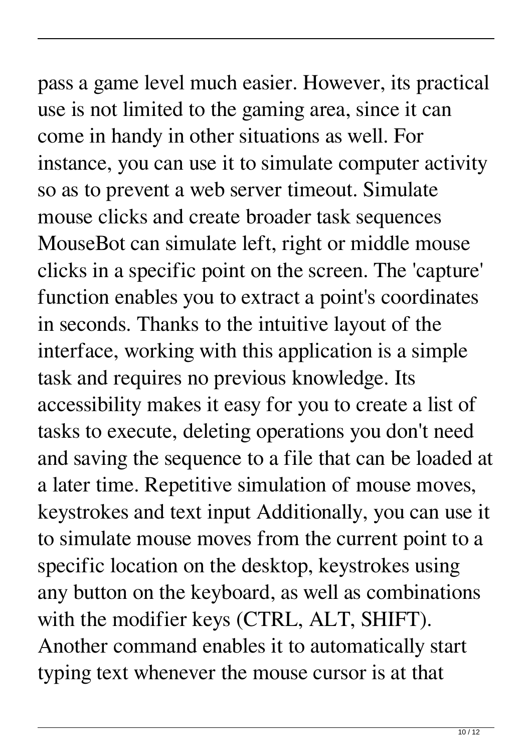pass a game level much easier. However, its practical use is not limited to the gaming area, since it can come in handy in other situations as well. For instance, you can use it to simulate computer activity so as to prevent a web server timeout. Simulate mouse clicks and create broader task sequences MouseBot can simulate left, right or middle mouse clicks in a specific point on the screen. The 'capture' function enables you to extract a point's coordinates in seconds. Thanks to the intuitive layout of the interface, working with this application is a simple task and requires no previous knowledge. Its accessibility makes it easy for you to create a list of tasks to execute, deleting operations you don't need and saving the sequence to a file that can be loaded at a later time. Repetitive simulation of mouse moves, keystrokes and text input Additionally, you can use it to simulate mouse moves from the current point to a specific location on the desktop, keystrokes using any button on the keyboard, as well as combinations with the modifier keys (CTRL, ALT, SHIFT). Another command enables it to automatically start typing text whenever the mouse cursor is at that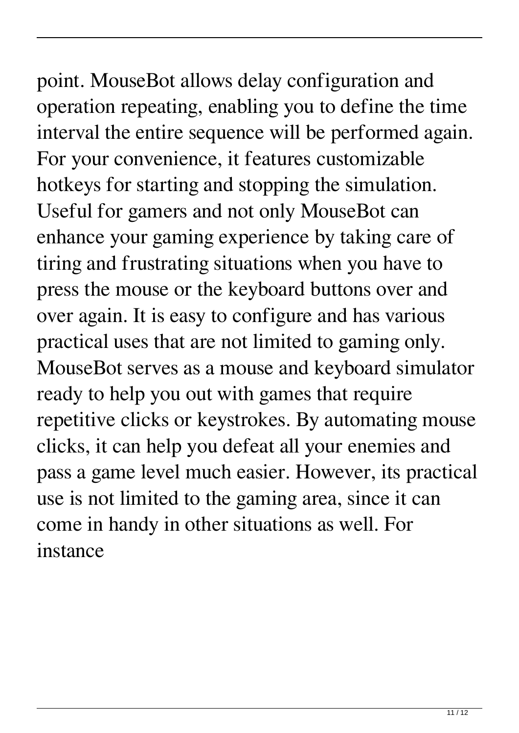point. MouseBot allows delay configuration and operation repeating, enabling you to define the time interval the entire sequence will be performed again. For your convenience, it features customizable hotkeys for starting and stopping the simulation. Useful for gamers and not only MouseBot can enhance your gaming experience by taking care of tiring and frustrating situations when you have to press the mouse or the keyboard buttons over and over again. It is easy to configure and has various practical uses that are not limited to gaming only. MouseBot serves as a mouse and keyboard simulator ready to help you out with games that require repetitive clicks or keystrokes. By automating mouse clicks, it can help you defeat all your enemies and pass a game level much easier. However, its practical use is not limited to the gaming area, since it can come in handy in other situations as well. For instance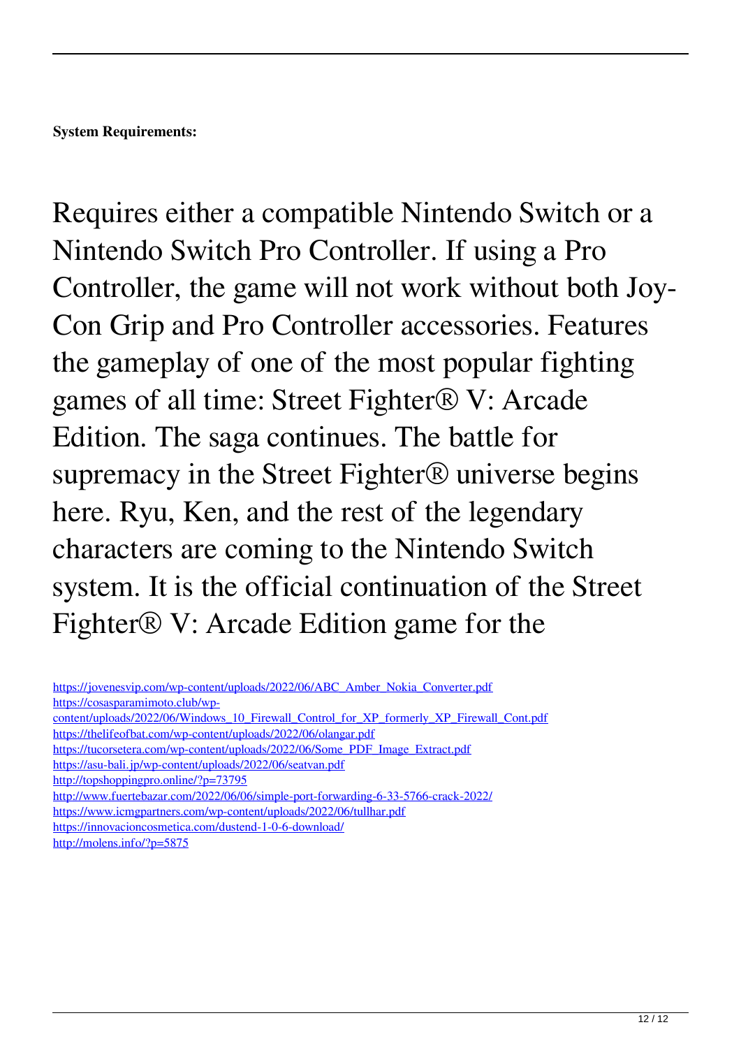**System Requirements:**

Requires either a compatible Nintendo Switch or a Nintendo Switch Pro Controller. If using a Pro Controller, the game will not work without both Joy-Con Grip and Pro Controller accessories. Features the gameplay of one of the most popular fighting games of all time: Street Fighter® V: Arcade Edition. The saga continues. The battle for supremacy in the Street Fighter® universe begins here. Ryu, Ken, and the rest of the legendary characters are coming to the Nintendo Switch system. It is the official continuation of the Street Fighter® V: Arcade Edition game for the

https://jovenesvip.com/wp-content/uploads/2022/06/ABC_Amber_Nokia_Converter.pdf
https://cosasparamimoto.club/wp-content/uploads/2022/06/Windows_10_Firewall_Control_for_XP_formerly_XP_Firewall_Cont.pdf
https://thelifeofbat.com/wp-content/uploads/2022/06/olangar.pdf
https://tucorsetera.com/wp-content/uploads/2022/06/Some_PDF_Image_Extract.pdf
https://asu-bali.jp/wp-content/uploads/2022/06/seatvan.pdf
http://topshoppingpro.online/?p=73795
http://www.fuertebazar.com/2022/06/06/simple-port-forwarding-6-33-5766-crack-2022/
https://www.icmgpartners.com/wp-content/uploads/2022/06/tullhar.pdf
https://innovacioncosmetica.com/dustend-1-0-6-download/
http://molens.info/?p=5875